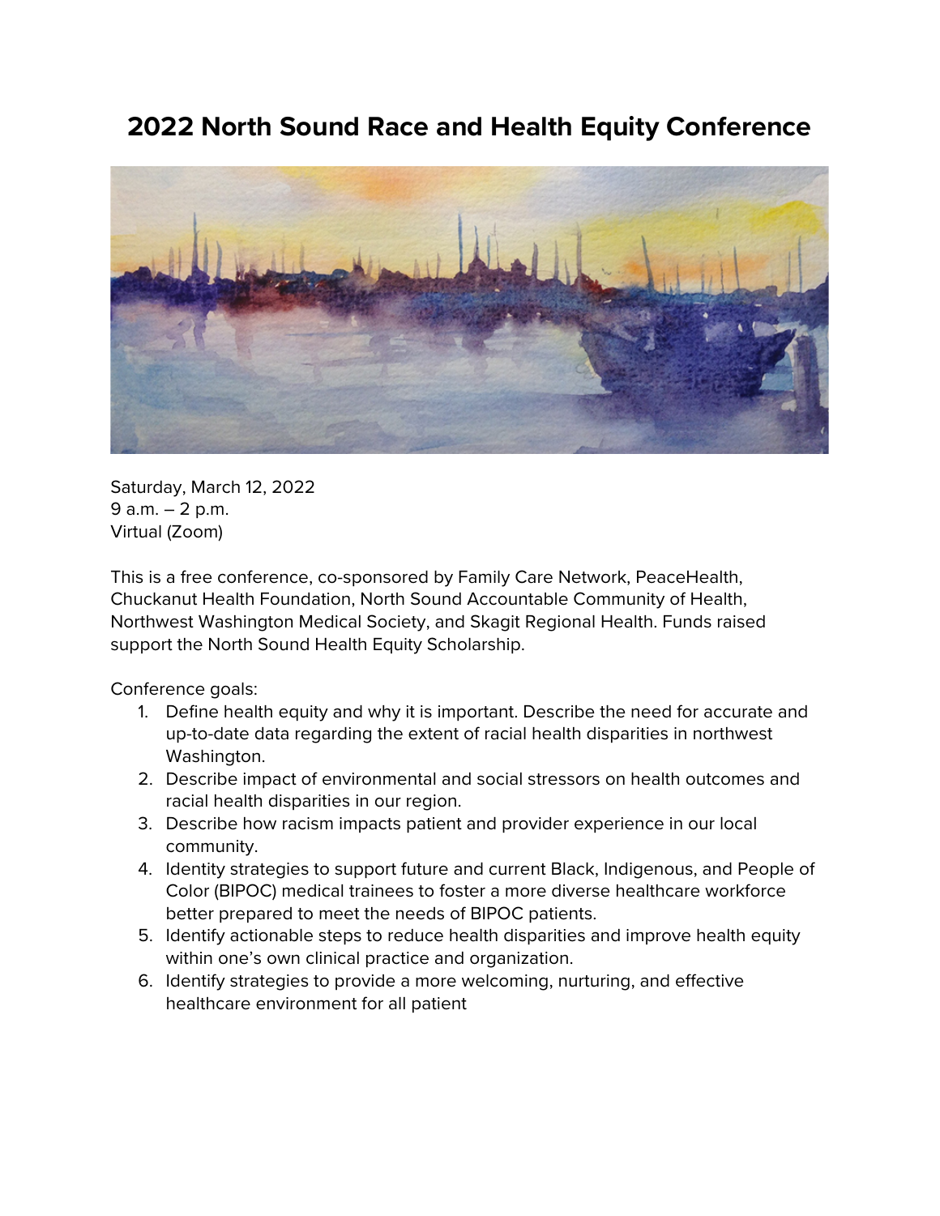# 2022 North Sound Race and Health Equity Conference

Saturday, March 12, 2022
9 a.m. – 2 p.m.
Virtual (Zoom)

This is a free conference, co-sponsored by Family Care Network, PeaceHealth, Chuckanut Health Foundation, North Sound Accountable Community of Health, Northwest Washington Medical Society, and Skagit Regional Health. Funds raised support the North Sound Health Equity Scholarship.

Conference goals:

1. Define health equity and why it is important. Describe the need for accurate and up-to-date data regarding the extent of racial health disparities in northwest Washington.
2. Describe impact of environmental and social stressors on health outcomes and racial health disparities in our region.
3. Describe how racism impacts patient and provider experience in our local community.
4. Identity strategies to support future and current Black, Indigenous, and People of Color (BIPOC) medical trainees to foster a more diverse healthcare workforce better prepared to meet the needs of BIPOC patients.
5. Identify actionable steps to reduce health disparities and improve health equity within one's own clinical practice and organization.
6. Identify strategies to provide a more welcoming, nurturing, and effective healthcare environment for all patient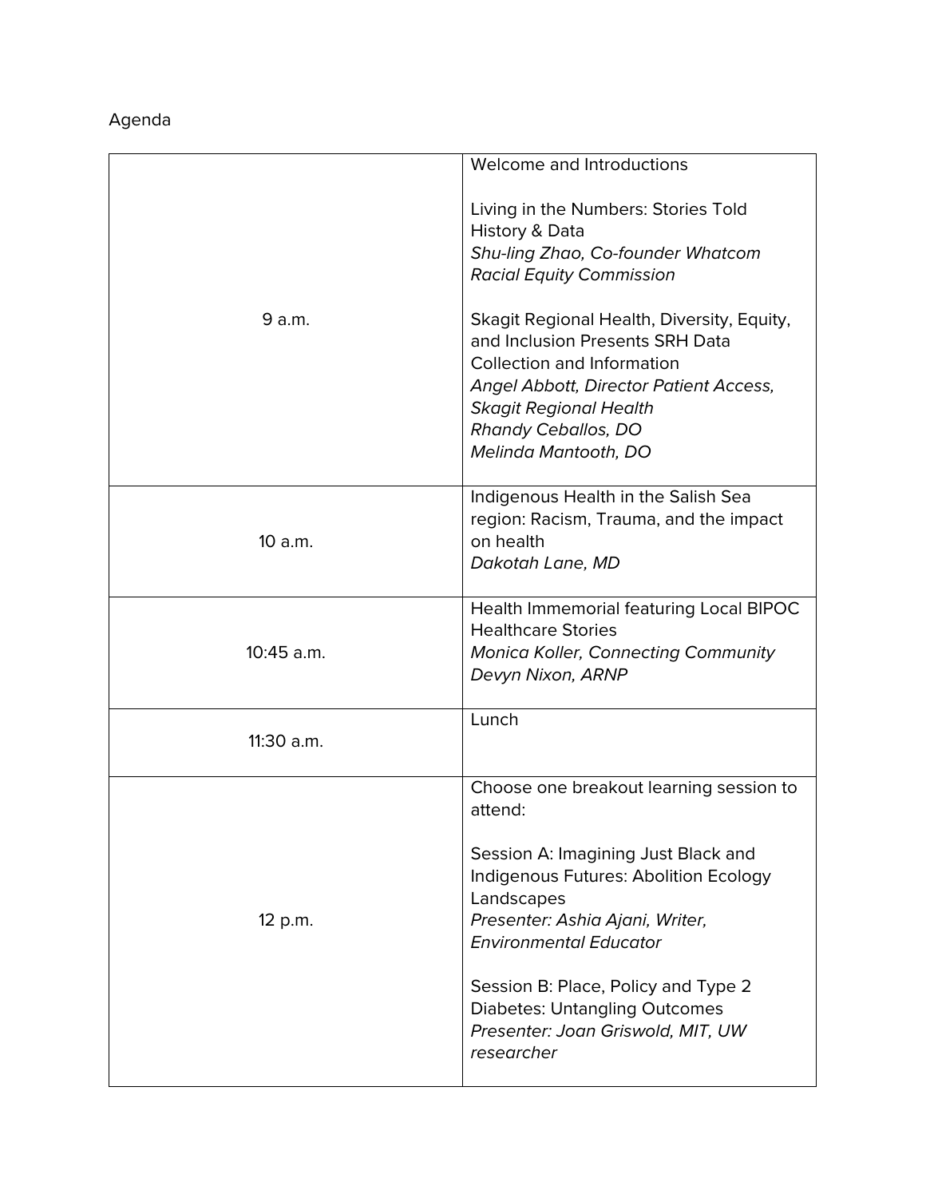Agenda

| | |
|---|---|
| 9 a.m. | Welcome and Introductions<br><br>Living in the Numbers: Stories Told History & Data<br>*Shu-ling Zhao, Co-founder Whatcom Racial Equity Commission*<br><br>Skagit Regional Health, Diversity, Equity, and Inclusion Presents SRH Data Collection and Information<br>*Angel Abbott, Director Patient Access, Skagit Regional Health*<br>*Rhandy Ceballos, DO*<br>*Melinda Mantooth, DO* |
| 10 a.m. | Indigenous Health in the Salish Sea region: Racism, Trauma, and the impact on health<br>*Dakotah Lane, MD* |
| 10:45 a.m. | Health Immemorial featuring Local BIPOC Healthcare Stories<br>*Monica Koller, Connecting Community*<br>*Devyn Nixon, ARNP* |
| 11:30 a.m. | Lunch |
| 12 p.m. | Choose one breakout learning session to attend:<br><br>Session A: Imagining Just Black and Indigenous Futures: Abolition Ecology Landscapes<br>*Presenter: Ashia Ajani, Writer, Environmental Educator*<br><br>Session B: Place, Policy and Type 2 Diabetes: Untangling Outcomes<br>*Presenter: Joan Griswold, MIT, UW researcher* |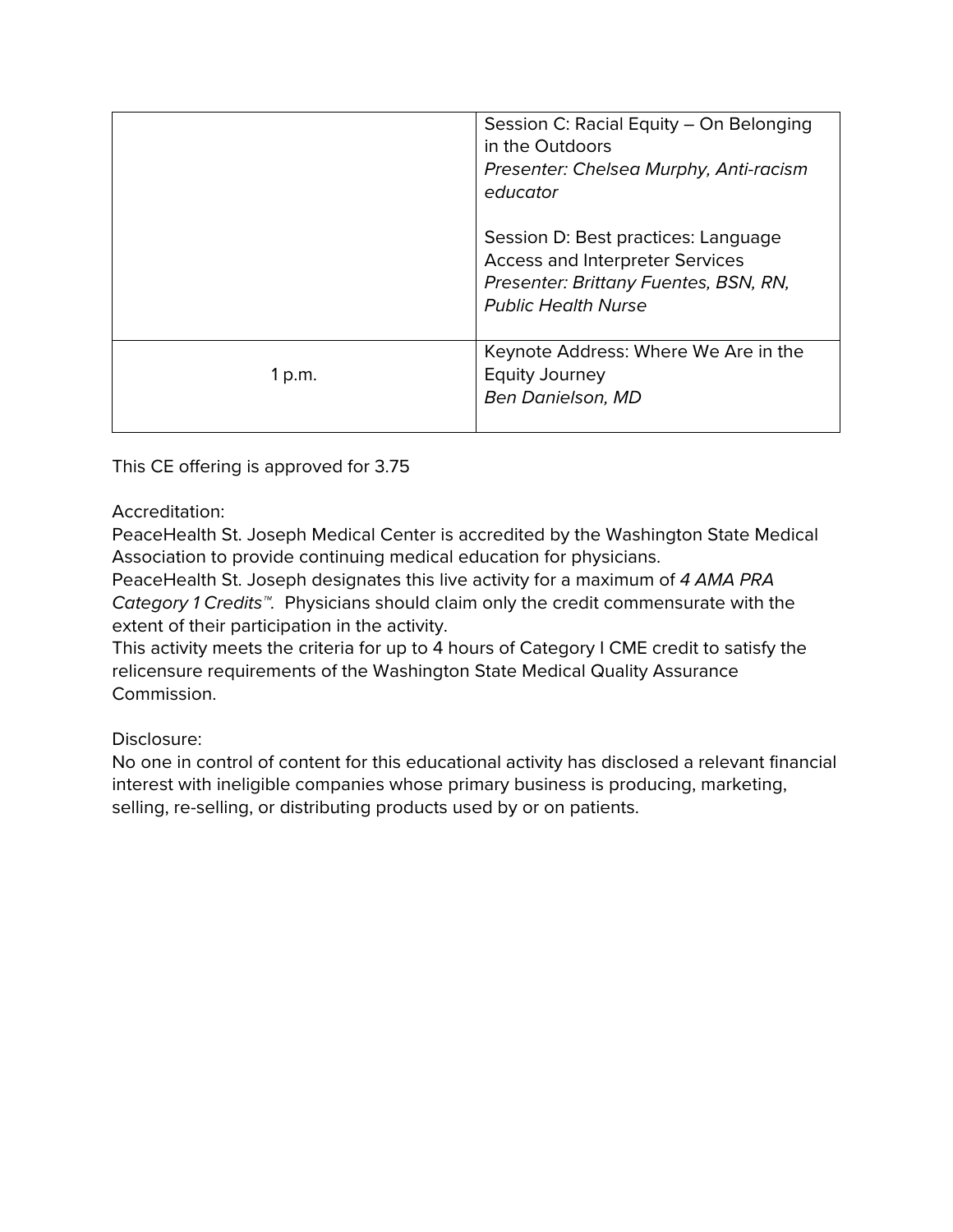| | |
|---|---|
| | Session C: Racial Equity – On Belonging in the Outdoors<br>*Presenter: Chelsea Murphy, Anti-racism educator*<br><br>Session D: Best practices: Language Access and Interpreter Services<br>*Presenter: Brittany Fuentes, BSN, RN, Public Health Nurse* |
| 1 p.m. | Keynote Address: Where We Are in the Equity Journey<br>*Ben Danielson, MD* |

This CE offering is approved for 3.75

Accreditation:
PeaceHealth St. Joseph Medical Center is accredited by the Washington State Medical Association to provide continuing medical education for physicians.
PeaceHealth St. Joseph designates this live activity for a maximum of *4 AMA PRA Category 1 Credits™*. Physicians should claim only the credit commensurate with the extent of their participation in the activity.
This activity meets the criteria for up to 4 hours of Category I CME credit to satisfy the relicensure requirements of the Washington State Medical Quality Assurance Commission.

Disclosure:
No one in control of content for this educational activity has disclosed a relevant financial interest with ineligible companies whose primary business is producing, marketing, selling, re-selling, or distributing products used by or on patients.